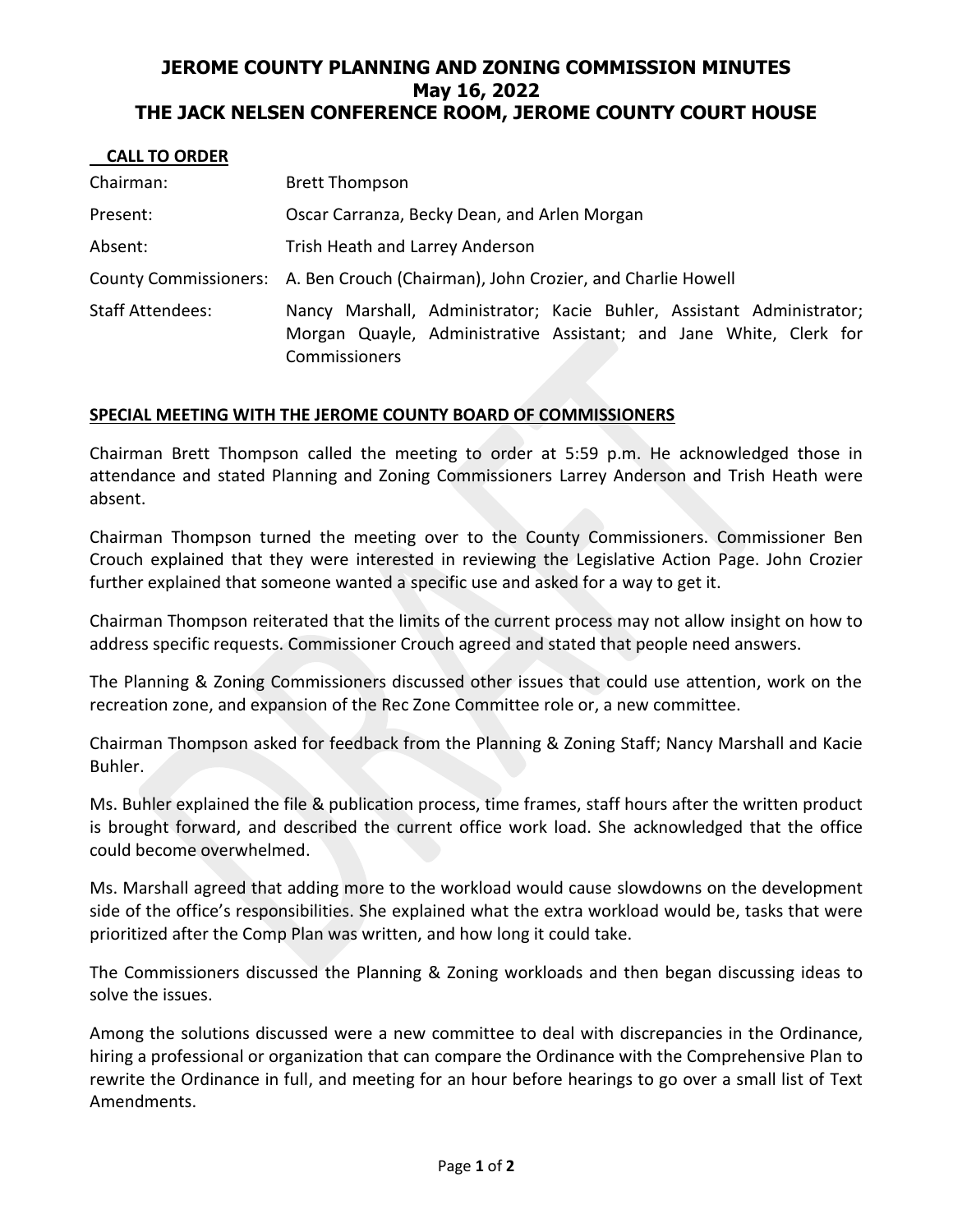# JEROME COUNTY PLANNING AND ZONING COMMISSION MINUTES
## May 16, 2022
## THE JACK NELSEN CONFERENCE ROOM, JEROME COUNTY COURT HOUSE

**CALL TO ORDER**

| | |
|---|---|
| Chairman: | Brett Thompson |
| Present: | Oscar Carranza, Becky Dean, and Arlen Morgan |
| Absent: | Trish Heath and Larrey Anderson |
| County Commissioners: | A. Ben Crouch (Chairman), John Crozier, and Charlie Howell |
| Staff Attendees: | Nancy Marshall, Administrator; Kacie Buhler, Assistant Administrator; Morgan Quayle, Administrative Assistant; and Jane White, Clerk for Commissioners |

**SPECIAL MEETING WITH THE JEROME COUNTY BOARD OF COMMISSIONERS**

Chairman Brett Thompson called the meeting to order at 5:59 p.m. He acknowledged those in attendance and stated Planning and Zoning Commissioners Larrey Anderson and Trish Heath were absent.

Chairman Thompson turned the meeting over to the County Commissioners. Commissioner Ben Crouch explained that they were interested in reviewing the Legislative Action Page. John Crozier further explained that someone wanted a specific use and asked for a way to get it.

Chairman Thompson reiterated that the limits of the current process may not allow insight on how to address specific requests. Commissioner Crouch agreed and stated that people need answers.

The Planning & Zoning Commissioners discussed other issues that could use attention, work on the recreation zone, and expansion of the Rec Zone Committee role or, a new committee.

Chairman Thompson asked for feedback from the Planning & Zoning Staff; Nancy Marshall and Kacie Buhler.

Ms. Buhler explained the file & publication process, time frames, staff hours after the written product is brought forward, and described the current office work load. She acknowledged that the office could become overwhelmed.

Ms. Marshall agreed that adding more to the workload would cause slowdowns on the development side of the office's responsibilities. She explained what the extra workload would be, tasks that were prioritized after the Comp Plan was written, and how long it could take.

The Commissioners discussed the Planning & Zoning workloads and then began discussing ideas to solve the issues.

Among the solutions discussed were a new committee to deal with discrepancies in the Ordinance, hiring a professional or organization that can compare the Ordinance with the Comprehensive Plan to rewrite the Ordinance in full, and meeting for an hour before hearings to go over a small list of Text Amendments.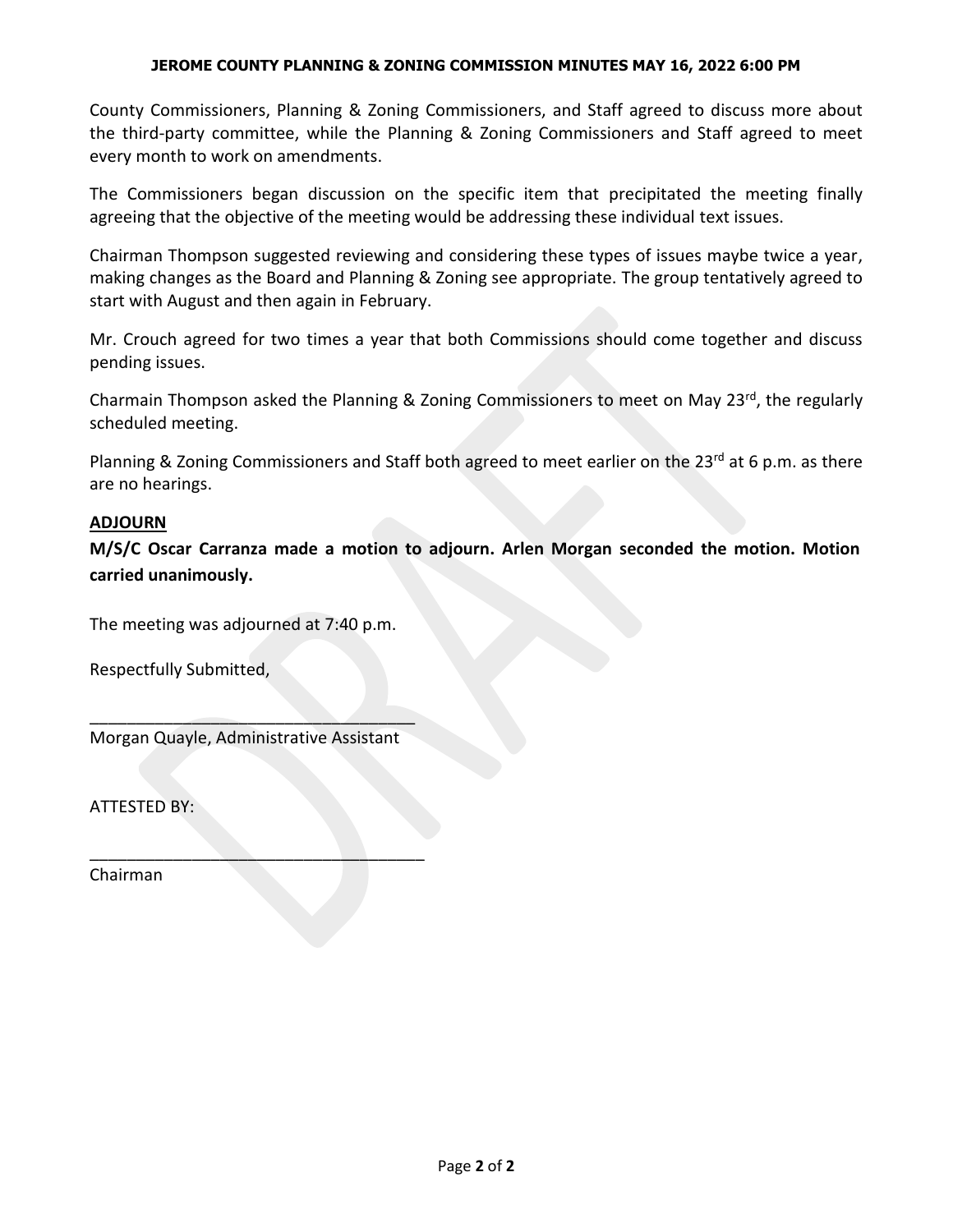County Commissioners, Planning & Zoning Commissioners, and Staff agreed to discuss more about the third-party committee, while the Planning & Zoning Commissioners and Staff agreed to meet every month to work on amendments.

The Commissioners began discussion on the specific item that precipitated the meeting finally agreeing that the objective of the meeting would be addressing these individual text issues.

Chairman Thompson suggested reviewing and considering these types of issues maybe twice a year, making changes as the Board and Planning & Zoning see appropriate. The group tentatively agreed to start with August and then again in February.

Mr. Crouch agreed for two times a year that both Commissions should come together and discuss pending issues.

Charmain Thompson asked the Planning & Zoning Commissioners to meet on May 23rd, the regularly scheduled meeting.

Planning & Zoning Commissioners and Staff both agreed to meet earlier on the 23rd at 6 p.m. as there are no hearings.

**ADJOURN**

**M/S/C Oscar Carranza made a motion to adjourn. Arlen Morgan seconded the motion. Motion carried unanimously.**

The meeting was adjourned at 7:40 p.m.

Respectfully Submitted,

___________________________________
Morgan Quayle, Administrative Assistant

ATTESTED BY:

___________________________________
Chairman